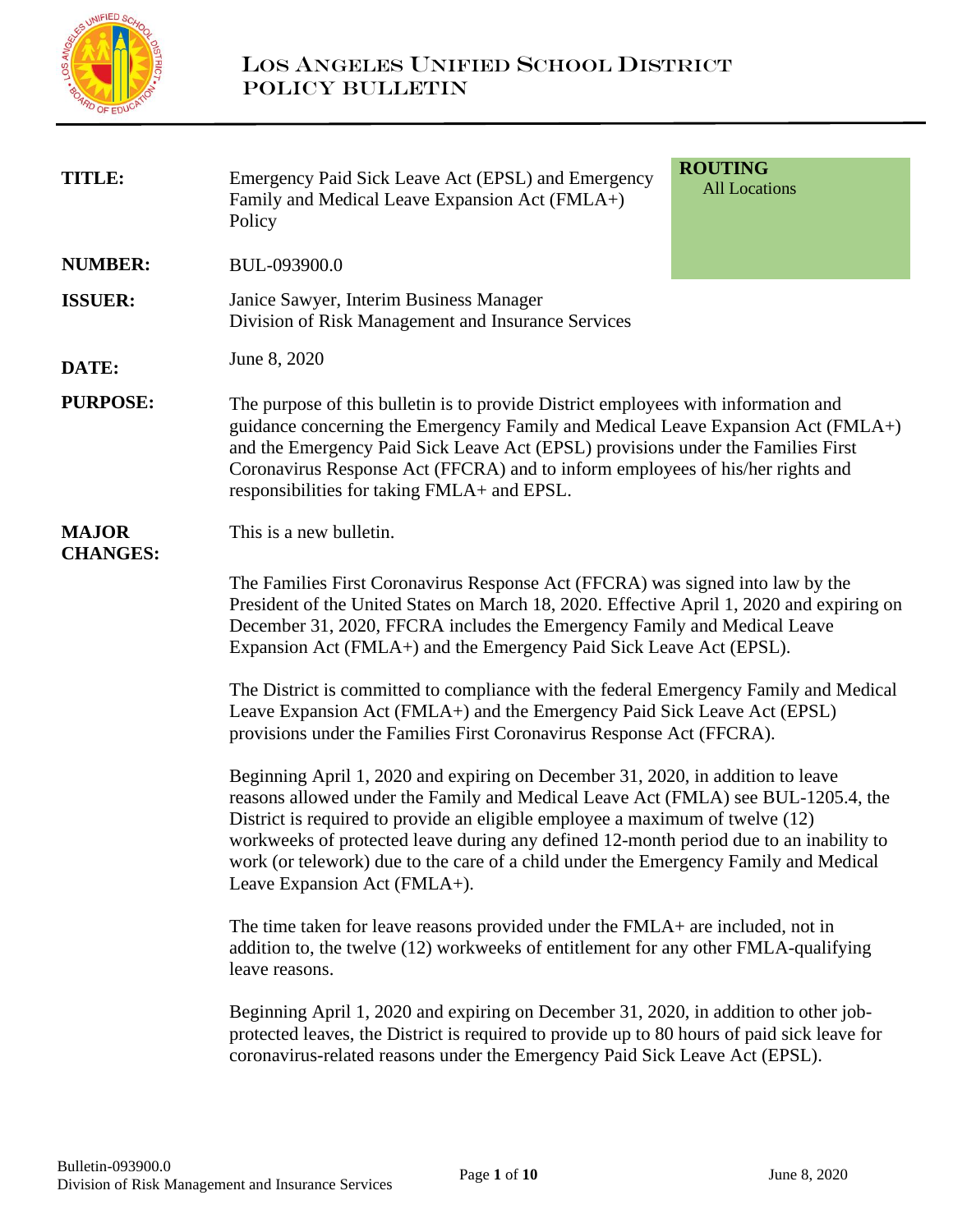# LOS ANGELES UNIFIED SCHOOL DISTRICT
## POLICY BULLETIN

| | | |
|---|---|---|
| **TITLE:** | Emergency Paid Sick Leave Act (EPSL) and Emergency Family and Medical Leave Expansion Act (FMLA+) Policy | **ROUTING** All Locations |
| **NUMBER:** | BUL-093900.0 | |
| **ISSUER:** | Janice Sawyer, Interim Business Manager Division of Risk Management and Insurance Services | |
| **DATE:** | June 8, 2020 | |

**PURPOSE:** The purpose of this bulletin is to provide District employees with information and guidance concerning the Emergency Family and Medical Leave Expansion Act (FMLA+) and the Emergency Paid Sick Leave Act (EPSL) provisions under the Families First Coronavirus Response Act (FFCRA) and to inform employees of his/her rights and responsibilities for taking FMLA+ and EPSL.

**MAJOR CHANGES:** This is a new bulletin.

The Families First Coronavirus Response Act (FFCRA) was signed into law by the President of the United States on March 18, 2020. Effective April 1, 2020 and expiring on December 31, 2020, FFCRA includes the Emergency Family and Medical Leave Expansion Act (FMLA+) and the Emergency Paid Sick Leave Act (EPSL).

The District is committed to compliance with the federal Emergency Family and Medical Leave Expansion Act (FMLA+) and the Emergency Paid Sick Leave Act (EPSL) provisions under the Families First Coronavirus Response Act (FFCRA).

Beginning April 1, 2020 and expiring on December 31, 2020, in addition to leave reasons allowed under the Family and Medical Leave Act (FMLA) see BUL-1205.4, the District is required to provide an eligible employee a maximum of twelve (12) workweeks of protected leave during any defined 12-month period due to an inability to work (or telework) due to the care of a child under the Emergency Family and Medical Leave Expansion Act (FMLA+).

The time taken for leave reasons provided under the FMLA+ are included, not in addition to, the twelve (12) workweeks of entitlement for any other FMLA-qualifying leave reasons.

Beginning April 1, 2020 and expiring on December 31, 2020, in addition to other job-protected leaves, the District is required to provide up to 80 hours of paid sick leave for coronavirus-related reasons under the Emergency Paid Sick Leave Act (EPSL).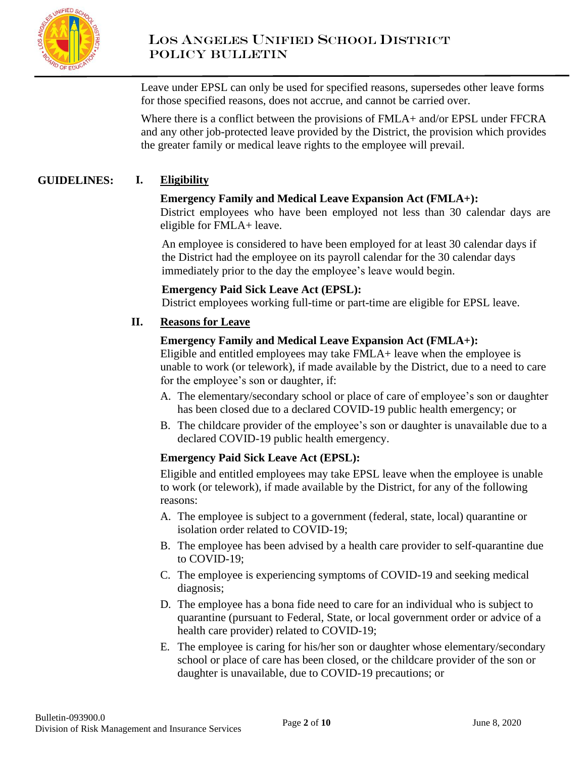Leave under EPSL can only be used for specified reasons, supersedes other leave forms for those specified reasons, does not accrue, and cannot be carried over.

Where there is a conflict between the provisions of FMLA+ and/or EPSL under FFCRA and any other job-protected leave provided by the District, the provision which provides the greater family or medical leave rights to the employee will prevail.

## GUIDELINES:

### I. Eligibility

**Emergency Family and Medical Leave Expansion Act (FMLA+):**
District employees who have been employed not less than 30 calendar days are eligible for FMLA+ leave.

An employee is considered to have been employed for at least 30 calendar days if the District had the employee on its payroll calendar for the 30 calendar days immediately prior to the day the employee's leave would begin.

**Emergency Paid Sick Leave Act (EPSL):**
District employees working full-time or part-time are eligible for EPSL leave.

### II. Reasons for Leave

**Emergency Family and Medical Leave Expansion Act (FMLA+):**
Eligible and entitled employees may take FMLA+ leave when the employee is unable to work (or telework), if made available by the District, due to a need to care for the employee's son or daughter, if:

A. The elementary/secondary school or place of care of employee's son or daughter has been closed due to a declared COVID-19 public health emergency; or

B. The childcare provider of the employee's son or daughter is unavailable due to a declared COVID-19 public health emergency.

**Emergency Paid Sick Leave Act (EPSL):**

Eligible and entitled employees may take EPSL leave when the employee is unable to work (or telework), if made available by the District, for any of the following reasons:

A. The employee is subject to a government (federal, state, local) quarantine or isolation order related to COVID-19;

B. The employee has been advised by a health care provider to self-quarantine due to COVID-19;

C. The employee is experiencing symptoms of COVID-19 and seeking medical diagnosis;

D. The employee has a bona fide need to care for an individual who is subject to quarantine (pursuant to Federal, State, or local government order or advice of a health care provider) related to COVID-19;

E. The employee is caring for his/her son or daughter whose elementary/secondary school or place of care has been closed, or the childcare provider of the son or daughter is unavailable, due to COVID-19 precautions; or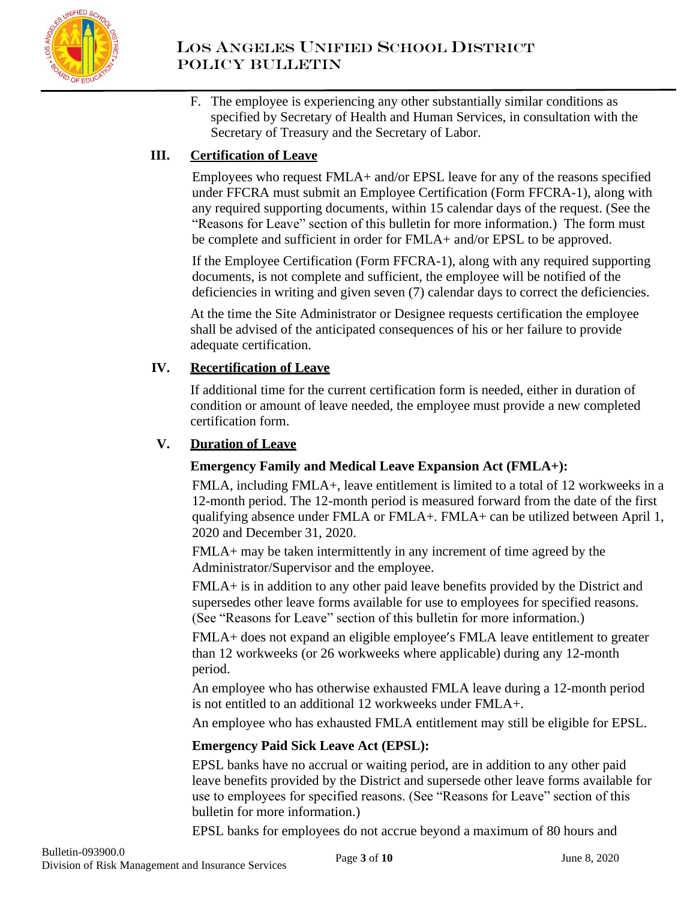F. The employee is experiencing any other substantially similar conditions as specified by Secretary of Health and Human Services, in consultation with the Secretary of Treasury and the Secretary of Labor.

## III. Certification of Leave

Employees who request FMLA+ and/or EPSL leave for any of the reasons specified under FFCRA must submit an Employee Certification (Form FFCRA-1), along with any required supporting documents, within 15 calendar days of the request. (See the "Reasons for Leave" section of this bulletin for more information.) The form must be complete and sufficient in order for FMLA+ and/or EPSL to be approved.

If the Employee Certification (Form FFCRA-1), along with any required supporting documents, is not complete and sufficient, the employee will be notified of the deficiencies in writing and given seven (7) calendar days to correct the deficiencies.

At the time the Site Administrator or Designee requests certification the employee shall be advised of the anticipated consequences of his or her failure to provide adequate certification.

## IV. Recertification of Leave

If additional time for the current certification form is needed, either in duration of condition or amount of leave needed, the employee must provide a new completed certification form.

## V. Duration of Leave

**Emergency Family and Medical Leave Expansion Act (FMLA+):**

FMLA, including FMLA+, leave entitlement is limited to a total of 12 workweeks in a 12-month period. The 12-month period is measured forward from the date of the first qualifying absence under FMLA or FMLA+. FMLA+ can be utilized between April 1, 2020 and December 31, 2020.

FMLA+ may be taken intermittently in any increment of time agreed by the Administrator/Supervisor and the employee.

FMLA+ is in addition to any other paid leave benefits provided by the District and supersedes other leave forms available for use to employees for specified reasons. (See "Reasons for Leave" section of this bulletin for more information.)

FMLA+ does not expand an eligible employee's FMLA leave entitlement to greater than 12 workweeks (or 26 workweeks where applicable) during any 12-month period.

An employee who has otherwise exhausted FMLA leave during a 12-month period is not entitled to an additional 12 workweeks under FMLA+.

An employee who has exhausted FMLA entitlement may still be eligible for EPSL.

**Emergency Paid Sick Leave Act (EPSL):**

EPSL banks have no accrual or waiting period, are in addition to any other paid leave benefits provided by the District and supersede other leave forms available for use to employees for specified reasons. (See "Reasons for Leave" section of this bulletin for more information.)

EPSL banks for employees do not accrue beyond a maximum of 80 hours and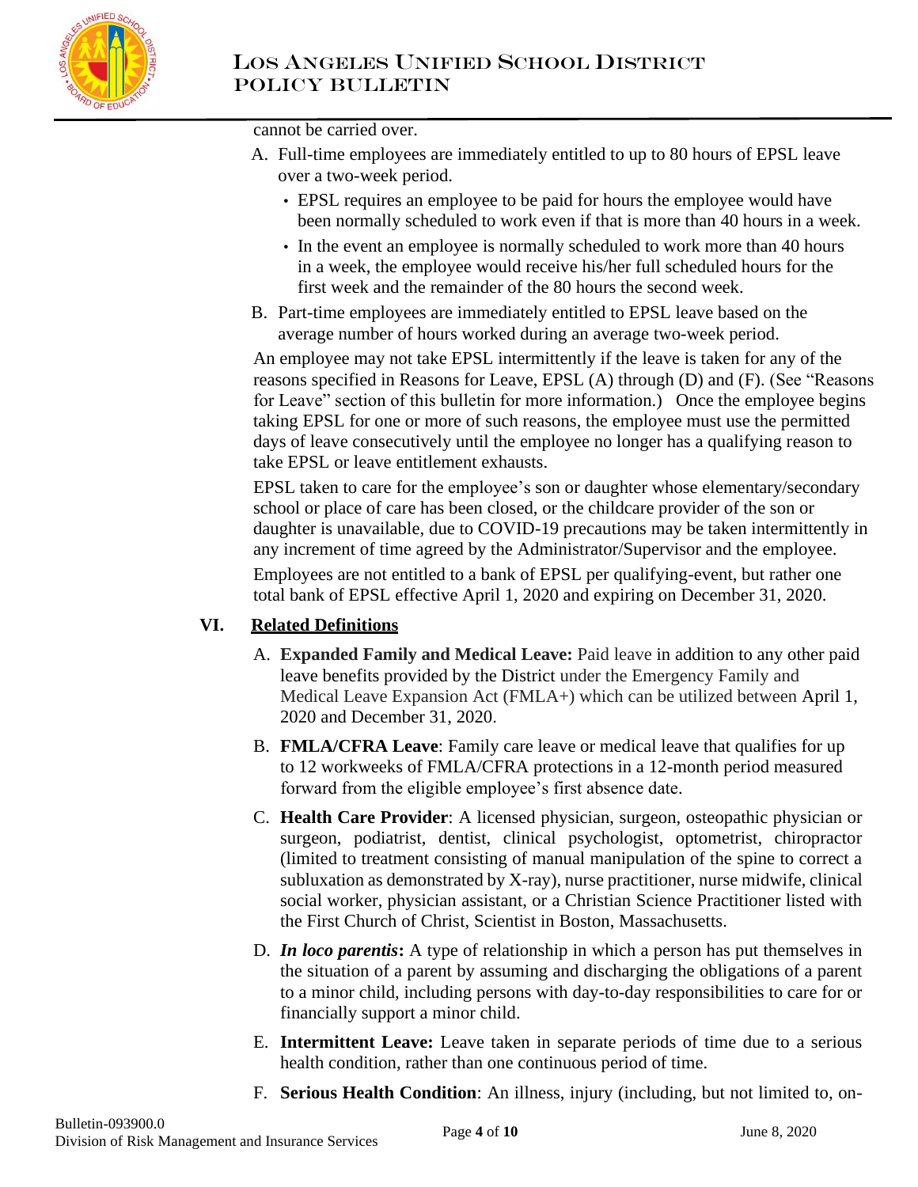cannot be carried over.

A. Full-time employees are immediately entitled to up to 80 hours of EPSL leave over a two-week period.
   - EPSL requires an employee to be paid for hours the employee would have been normally scheduled to work even if that is more than 40 hours in a week.
   - In the event an employee is normally scheduled to work more than 40 hours in a week, the employee would receive his/her full scheduled hours for the first week and the remainder of the 80 hours the second week.

B. Part-time employees are immediately entitled to EPSL leave based on the average number of hours worked during an average two-week period.

An employee may not take EPSL intermittently if the leave is taken for any of the reasons specified in Reasons for Leave, EPSL (A) through (D) and (F). (See "Reasons for Leave" section of this bulletin for more information.) Once the employee begins taking EPSL for one or more of such reasons, the employee must use the permitted days of leave consecutively until the employee no longer has a qualifying reason to take EPSL or leave entitlement exhausts.

EPSL taken to care for the employee's son or daughter whose elementary/secondary school or place of care has been closed, or the childcare provider of the son or daughter is unavailable, due to COVID-19 precautions may be taken intermittently in any increment of time agreed by the Administrator/Supervisor and the employee.

Employees are not entitled to a bank of EPSL per qualifying-event, but rather one total bank of EPSL effective April 1, 2020 and expiring on December 31, 2020.

## VI. Related Definitions

A. **Expanded Family and Medical Leave:** Paid leave in addition to any other paid leave benefits provided by the District under the Emergency Family and Medical Leave Expansion Act (FMLA+) which can be utilized between April 1, 2020 and December 31, 2020.

B. **FMLA/CFRA Leave**: Family care leave or medical leave that qualifies for up to 12 workweeks of FMLA/CFRA protections in a 12-month period measured forward from the eligible employee's first absence date.

C. **Health Care Provider**: A licensed physician, surgeon, osteopathic physician or surgeon, podiatrist, dentist, clinical psychologist, optometrist, chiropractor (limited to treatment consisting of manual manipulation of the spine to correct a subluxation as demonstrated by X-ray), nurse practitioner, nurse midwife, clinical social worker, physician assistant, or a Christian Science Practitioner listed with the First Church of Christ, Scientist in Boston, Massachusetts.

D. ***In loco parentis*****:** A type of relationship in which a person has put themselves in the situation of a parent by assuming and discharging the obligations of a parent to a minor child, including persons with day-to-day responsibilities to care for or financially support a minor child.

E. **Intermittent Leave:** Leave taken in separate periods of time due to a serious health condition, rather than one continuous period of time.

F. **Serious Health Condition**: An illness, injury (including, but not limited to, on-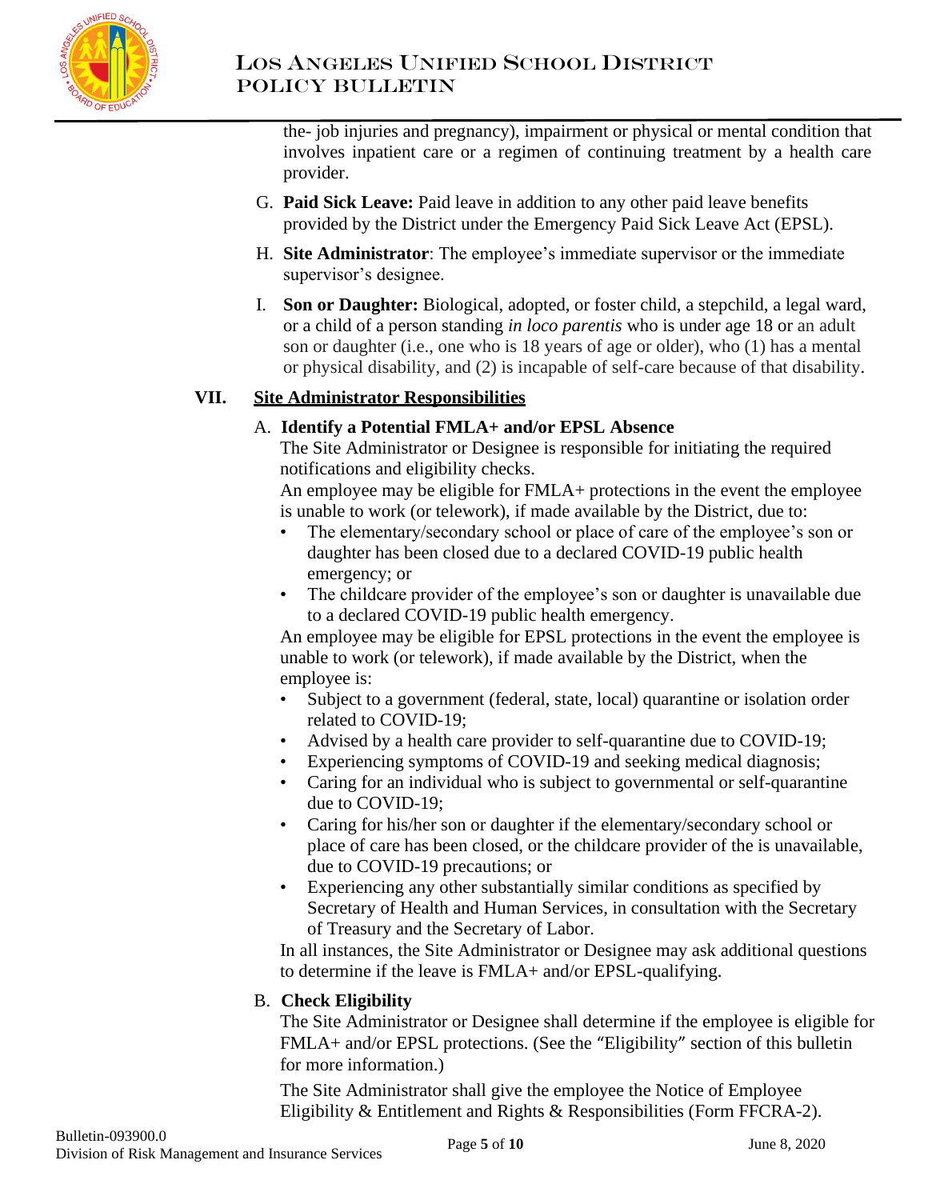the- job injuries and pregnancy), impairment or physical or mental condition that involves inpatient care or a regimen of continuing treatment by a health care provider.

G. **Paid Sick Leave:** Paid leave in addition to any other paid leave benefits provided by the District under the Emergency Paid Sick Leave Act (EPSL).

H. **Site Administrator**: The employee's immediate supervisor or the immediate supervisor's designee.

I. **Son or Daughter:** Biological, adopted, or foster child, a stepchild, a legal ward, or a child of a person standing *in loco parentis* who is under age 18 or an adult son or daughter (i.e., one who is 18 years of age or older), who (1) has a mental or physical disability, and (2) is incapable of self-care because of that disability.

## VII. Site Administrator Responsibilities

A. **Identify a Potential FMLA+ and/or EPSL Absence**

The Site Administrator or Designee is responsible for initiating the required notifications and eligibility checks.

An employee may be eligible for FMLA+ protections in the event the employee is unable to work (or telework), if made available by the District, due to:

- The elementary/secondary school or place of care of the employee's son or daughter has been closed due to a declared COVID-19 public health emergency; or
- The childcare provider of the employee's son or daughter is unavailable due to a declared COVID-19 public health emergency.

An employee may be eligible for EPSL protections in the event the employee is unable to work (or telework), if made available by the District, when the employee is:

- Subject to a government (federal, state, local) quarantine or isolation order related to COVID-19;
- Advised by a health care provider to self-quarantine due to COVID-19;
- Experiencing symptoms of COVID-19 and seeking medical diagnosis;
- Caring for an individual who is subject to governmental or self-quarantine due to COVID-19;
- Caring for his/her son or daughter if the elementary/secondary school or place of care has been closed, or the childcare provider of the is unavailable, due to COVID-19 precautions; or
- Experiencing any other substantially similar conditions as specified by Secretary of Health and Human Services, in consultation with the Secretary of Treasury and the Secretary of Labor.

In all instances, the Site Administrator or Designee may ask additional questions to determine if the leave is FMLA+ and/or EPSL-qualifying.

B. **Check Eligibility**

The Site Administrator or Designee shall determine if the employee is eligible for FMLA+ and/or EPSL protections. (See the "Eligibility" section of this bulletin for more information.)

The Site Administrator shall give the employee the Notice of Employee Eligibility & Entitlement and Rights & Responsibilities (Form FFCRA-2).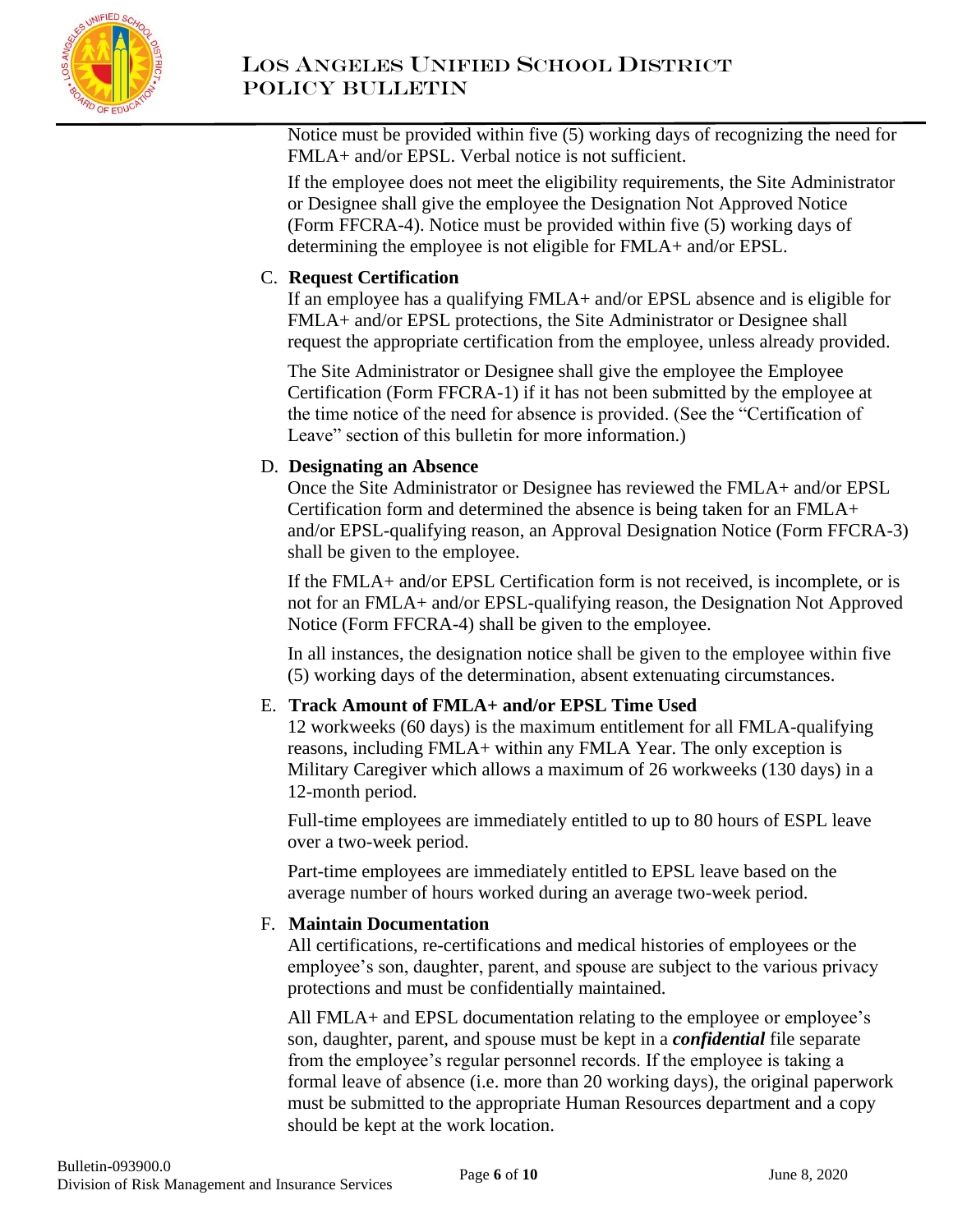Notice must be provided within five (5) working days of recognizing the need for FMLA+ and/or EPSL. Verbal notice is not sufficient.

If the employee does not meet the eligibility requirements, the Site Administrator or Designee shall give the employee the Designation Not Approved Notice (Form FFCRA-4). Notice must be provided within five (5) working days of determining the employee is not eligible for FMLA+ and/or EPSL.

C. **Request Certification**
If an employee has a qualifying FMLA+ and/or EPSL absence and is eligible for FMLA+ and/or EPSL protections, the Site Administrator or Designee shall request the appropriate certification from the employee, unless already provided.

The Site Administrator or Designee shall give the employee the Employee Certification (Form FFCRA-1) if it has not been submitted by the employee at the time notice of the need for absence is provided. (See the "Certification of Leave" section of this bulletin for more information.)

D. **Designating an Absence**
Once the Site Administrator or Designee has reviewed the FMLA+ and/or EPSL Certification form and determined the absence is being taken for an FMLA+ and/or EPSL-qualifying reason, an Approval Designation Notice (Form FFCRA-3) shall be given to the employee.

If the FMLA+ and/or EPSL Certification form is not received, is incomplete, or is not for an FMLA+ and/or EPSL-qualifying reason, the Designation Not Approved Notice (Form FFCRA-4) shall be given to the employee.

In all instances, the designation notice shall be given to the employee within five (5) working days of the determination, absent extenuating circumstances.

E. **Track Amount of FMLA+ and/or EPSL Time Used**
12 workweeks (60 days) is the maximum entitlement for all FMLA-qualifying reasons, including FMLA+ within any FMLA Year. The only exception is Military Caregiver which allows a maximum of 26 workweeks (130 days) in a 12-month period.

Full-time employees are immediately entitled to up to 80 hours of ESPL leave over a two-week period.

Part-time employees are immediately entitled to EPSL leave based on the average number of hours worked during an average two-week period.

F. **Maintain Documentation**
All certifications, re-certifications and medical histories of employees or the employee's son, daughter, parent, and spouse are subject to the various privacy protections and must be confidentially maintained.

All FMLA+ and EPSL documentation relating to the employee or employee's son, daughter, parent, and spouse must be kept in a ***confidential*** file separate from the employee's regular personnel records. If the employee is taking a formal leave of absence (i.e. more than 20 working days), the original paperwork must be submitted to the appropriate Human Resources department and a copy should be kept at the work location.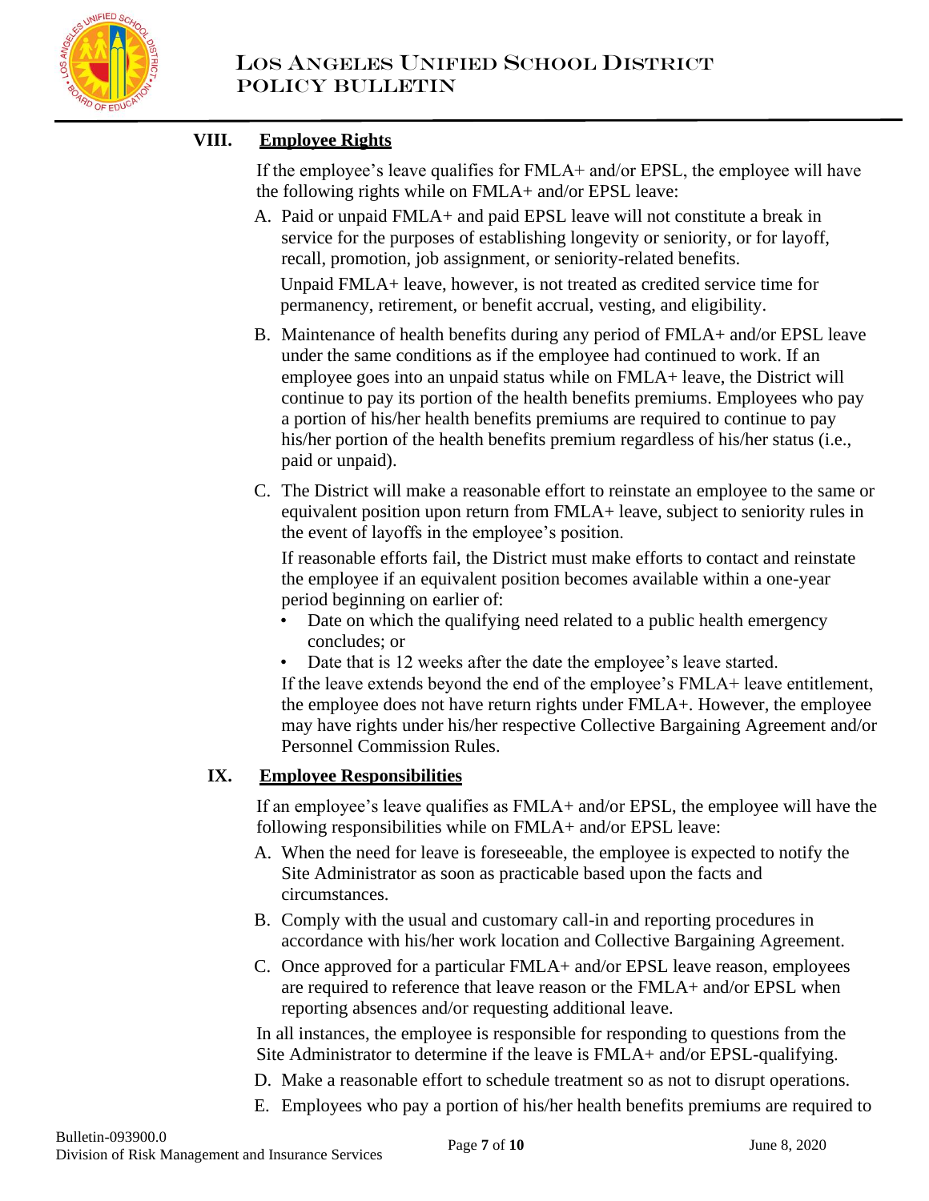## VIII. Employee Rights

If the employee's leave qualifies for FMLA+ and/or EPSL, the employee will have the following rights while on FMLA+ and/or EPSL leave:

A. Paid or unpaid FMLA+ and paid EPSL leave will not constitute a break in service for the purposes of establishing longevity or seniority, or for layoff, recall, promotion, job assignment, or seniority-related benefits.

   Unpaid FMLA+ leave, however, is not treated as credited service time for permanency, retirement, or benefit accrual, vesting, and eligibility.

B. Maintenance of health benefits during any period of FMLA+ and/or EPSL leave under the same conditions as if the employee had continued to work. If an employee goes into an unpaid status while on FMLA+ leave, the District will continue to pay its portion of the health benefits premiums. Employees who pay a portion of his/her health benefits premiums are required to continue to pay his/her portion of the health benefits premium regardless of his/her status (i.e., paid or unpaid).

C. The District will make a reasonable effort to reinstate an employee to the same or equivalent position upon return from FMLA+ leave, subject to seniority rules in the event of layoffs in the employee's position.

   If reasonable efforts fail, the District must make efforts to contact and reinstate the employee if an equivalent position becomes available within a one-year period beginning on earlier of:

   - Date on which the qualifying need related to a public health emergency concludes; or
   - Date that is 12 weeks after the date the employee's leave started.

   If the leave extends beyond the end of the employee's FMLA+ leave entitlement, the employee does not have return rights under FMLA+. However, the employee may have rights under his/her respective Collective Bargaining Agreement and/or Personnel Commission Rules.

## IX. Employee Responsibilities

If an employee's leave qualifies as FMLA+ and/or EPSL, the employee will have the following responsibilities while on FMLA+ and/or EPSL leave:

A. When the need for leave is foreseeable, the employee is expected to notify the Site Administrator as soon as practicable based upon the facts and circumstances.

B. Comply with the usual and customary call-in and reporting procedures in accordance with his/her work location and Collective Bargaining Agreement.

C. Once approved for a particular FMLA+ and/or EPSL leave reason, employees are required to reference that leave reason or the FMLA+ and/or EPSL when reporting absences and/or requesting additional leave.

In all instances, the employee is responsible for responding to questions from the Site Administrator to determine if the leave is FMLA+ and/or EPSL-qualifying.

D. Make a reasonable effort to schedule treatment so as not to disrupt operations.

E. Employees who pay a portion of his/her health benefits premiums are required to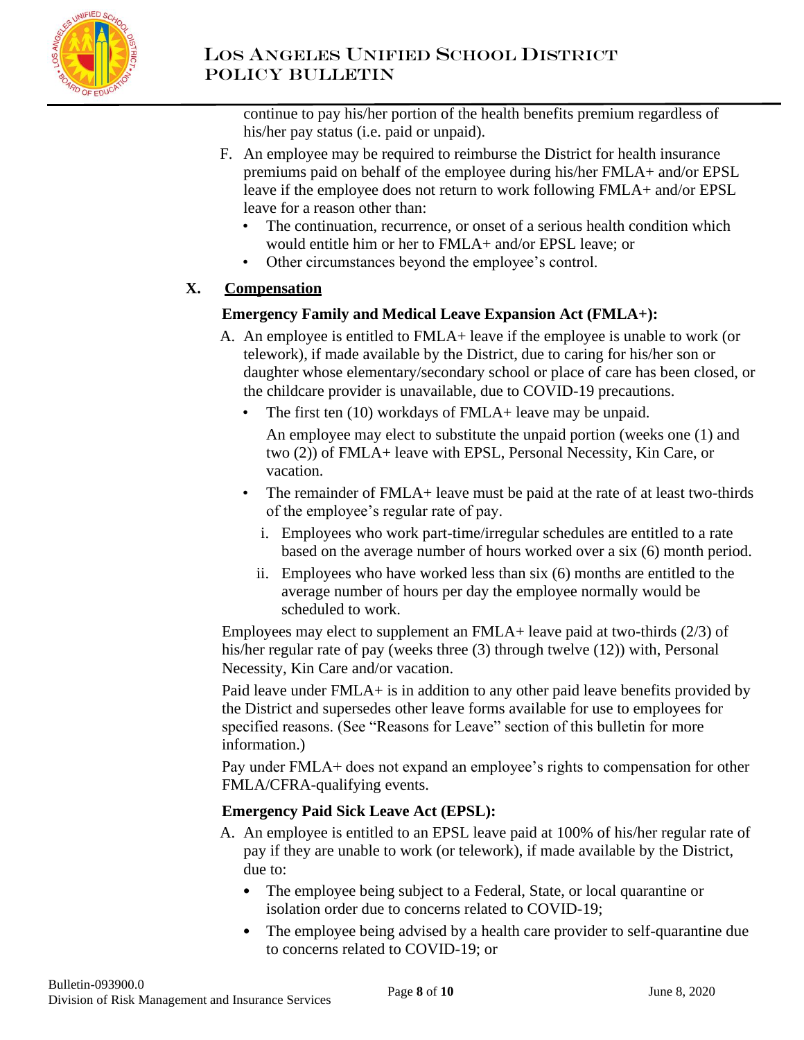continue to pay his/her portion of the health benefits premium regardless of his/her pay status (i.e. paid or unpaid).

F. An employee may be required to reimburse the District for health insurance premiums paid on behalf of the employee during his/her FMLA+ and/or EPSL leave if the employee does not return to work following FMLA+ and/or EPSL leave for a reason other than:
   - The continuation, recurrence, or onset of a serious health condition which would entitle him or her to FMLA+ and/or EPSL leave; or
   - Other circumstances beyond the employee's control.

## X. Compensation

**Emergency Family and Medical Leave Expansion Act (FMLA+):**

A. An employee is entitled to FMLA+ leave if the employee is unable to work (or telework), if made available by the District, due to caring for his/her son or daughter whose elementary/secondary school or place of care has been closed, or the childcare provider is unavailable, due to COVID-19 precautions.
   - The first ten (10) workdays of FMLA+ leave may be unpaid.

     An employee may elect to substitute the unpaid portion (weeks one (1) and two (2)) of FMLA+ leave with EPSL, Personal Necessity, Kin Care, or vacation.
   - The remainder of FMLA+ leave must be paid at the rate of at least two-thirds of the employee's regular rate of pay.
     i. Employees who work part-time/irregular schedules are entitled to a rate based on the average number of hours worked over a six (6) month period.
     ii. Employees who have worked less than six (6) months are entitled to the average number of hours per day the employee normally would be scheduled to work.

Employees may elect to supplement an FMLA+ leave paid at two-thirds (2/3) of his/her regular rate of pay (weeks three (3) through twelve (12)) with, Personal Necessity, Kin Care and/or vacation.

Paid leave under FMLA+ is in addition to any other paid leave benefits provided by the District and supersedes other leave forms available for use to employees for specified reasons. (See "Reasons for Leave" section of this bulletin for more information.)

Pay under FMLA+ does not expand an employee's rights to compensation for other FMLA/CFRA-qualifying events.

**Emergency Paid Sick Leave Act (EPSL):**

A. An employee is entitled to an EPSL leave paid at 100% of his/her regular rate of pay if they are unable to work (or telework), if made available by the District, due to:
   - The employee being subject to a Federal, State, or local quarantine or isolation order due to concerns related to COVID-19;
   - The employee being advised by a health care provider to self-quarantine due to concerns related to COVID-19; or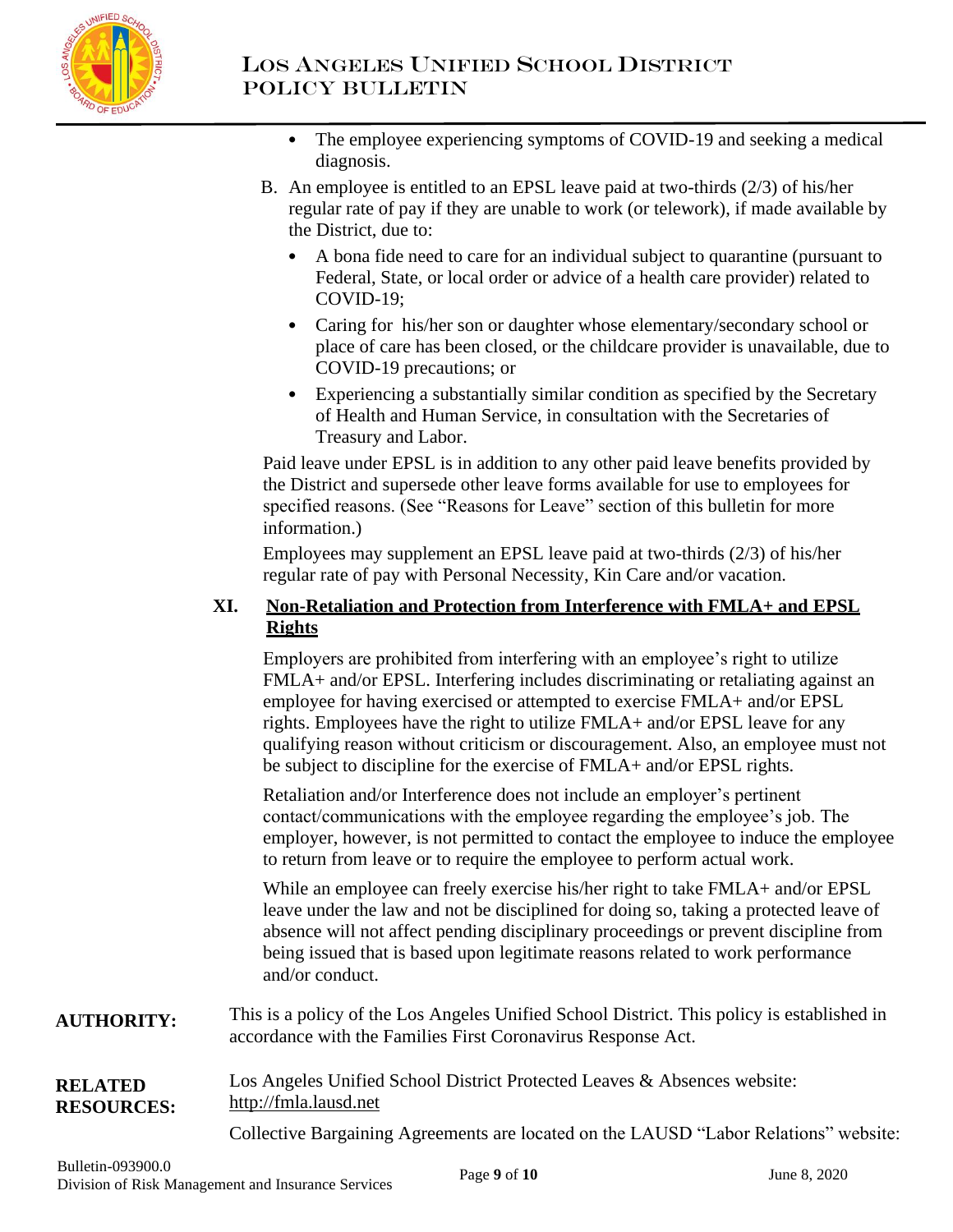- The employee experiencing symptoms of COVID-19 and seeking a medical diagnosis.

B. An employee is entitled to an EPSL leave paid at two-thirds (2/3) of his/her regular rate of pay if they are unable to work (or telework), if made available by the District, due to:

- A bona fide need to care for an individual subject to quarantine (pursuant to Federal, State, or local order or advice of a health care provider) related to COVID-19;
- Caring for his/her son or daughter whose elementary/secondary school or place of care has been closed, or the childcare provider is unavailable, due to COVID-19 precautions; or
- Experiencing a substantially similar condition as specified by the Secretary of Health and Human Service, in consultation with the Secretaries of Treasury and Labor.

Paid leave under EPSL is in addition to any other paid leave benefits provided by the District and supersede other leave forms available for use to employees for specified reasons. (See "Reasons for Leave" section of this bulletin for more information.)

Employees may supplement an EPSL leave paid at two-thirds (2/3) of his/her regular rate of pay with Personal Necessity, Kin Care and/or vacation.

## XI. Non-Retaliation and Protection from Interference with FMLA+ and EPSL Rights

Employers are prohibited from interfering with an employee's right to utilize FMLA+ and/or EPSL. Interfering includes discriminating or retaliating against an employee for having exercised or attempted to exercise FMLA+ and/or EPSL rights. Employees have the right to utilize FMLA+ and/or EPSL leave for any qualifying reason without criticism or discouragement. Also, an employee must not be subject to discipline for the exercise of FMLA+ and/or EPSL rights.

Retaliation and/or Interference does not include an employer's pertinent contact/communications with the employee regarding the employee's job. The employer, however, is not permitted to contact the employee to induce the employee to return from leave or to require the employee to perform actual work.

While an employee can freely exercise his/her right to take FMLA+ and/or EPSL leave under the law and not be disciplined for doing so, taking a protected leave of absence will not affect pending disciplinary proceedings or prevent discipline from being issued that is based upon legitimate reasons related to work performance and/or conduct.

**AUTHORITY:** This is a policy of the Los Angeles Unified School District. This policy is established in accordance with the Families First Coronavirus Response Act.

**RELATED RESOURCES:** Los Angeles Unified School District Protected Leaves & Absences website: http://fmla.lausd.net

Collective Bargaining Agreements are located on the LAUSD "Labor Relations" website: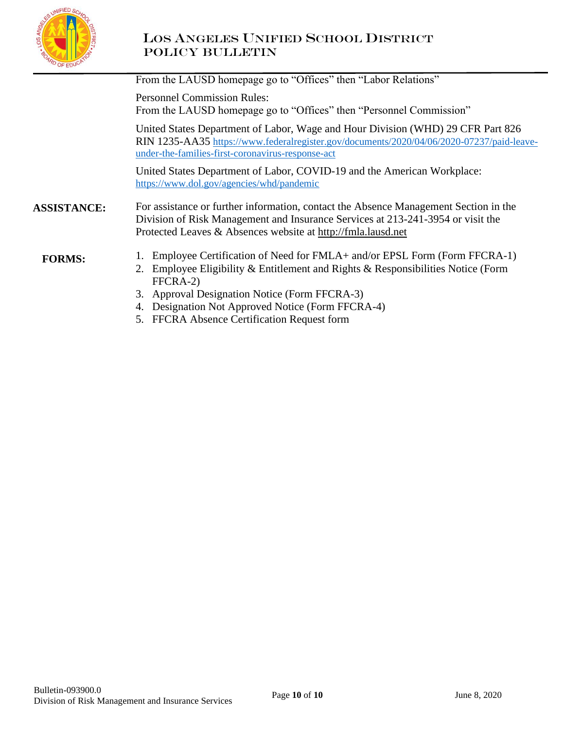From the LAUSD homepage go to "Offices" then "Labor Relations"

Personnel Commission Rules:
From the LAUSD homepage go to "Offices" then "Personnel Commission"

United States Department of Labor, Wage and Hour Division (WHD) 29 CFR Part 826 RIN 1235-AA35 https://www.federalregister.gov/documents/2020/04/06/2020-07237/paid-leave-under-the-families-first-coronavirus-response-act

United States Department of Labor, COVID-19 and the American Workplace: https://www.dol.gov/agencies/whd/pandemic

**ASSISTANCE:** For assistance or further information, contact the Absence Management Section in the Division of Risk Management and Insurance Services at 213-241-3954 or visit the Protected Leaves & Absences website at http://fmla.lausd.net

**FORMS:**

1. Employee Certification of Need for FMLA+ and/or EPSL Form (Form FFCRA-1)
2. Employee Eligibility & Entitlement and Rights & Responsibilities Notice (Form FFCRA-2)
3. Approval Designation Notice (Form FFCRA-3)
4. Designation Not Approved Notice (Form FFCRA-4)
5. FFCRA Absence Certification Request form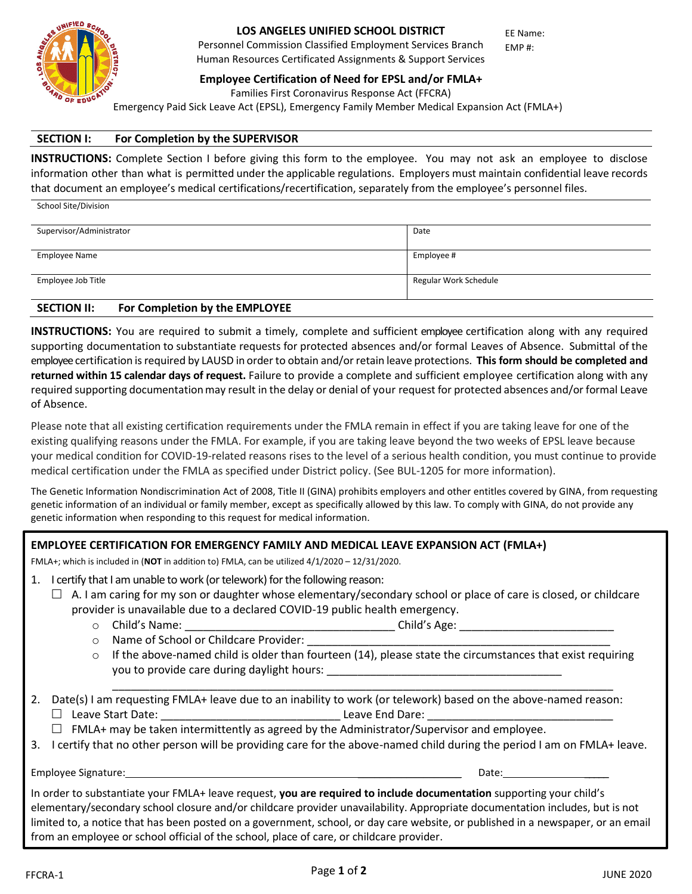**LOS ANGELES UNIFIED SCHOOL DISTRICT**
Personnel Commission Classified Employment Services Branch
Human Resources Certificated Assignments & Support Services

EE Name:
EMP #:

**Employee Certification of Need for EPSL and/or FMLA+**
Families First Coronavirus Response Act (FFCRA)
Emergency Paid Sick Leave Act (EPSL), Emergency Family Member Medical Expansion Act (FMLA+)

## SECTION I: For Completion by the SUPERVISOR

**INSTRUCTIONS:** Complete Section I before giving this form to the employee. You may not ask an employee to disclose information other than what is permitted under the applicable regulations. Employers must maintain confidential leave records that document an employee's medical certifications/recertification, separately from the employee's personnel files.

| School Site/Division | |
|---|---|
| Supervisor/Administrator | Date |
| Employee Name | Employee # |
| Employee Job Title | Regular Work Schedule |

## SECTION II: For Completion by the EMPLOYEE

**INSTRUCTIONS:** You are required to submit a timely, complete and sufficient employee certification along with any required supporting documentation to substantiate requests for protected absences and/or formal Leaves of Absence. Submittal of the employee certification is required by LAUSD in order to obtain and/or retain leave protections. **This form should be completed and returned within 15 calendar days of request.** Failure to provide a complete and sufficient employee certification along with any required supporting documentation may result in the delay or denial of your request for protected absences and/or formal Leave of Absence.

Please note that all existing certification requirements under the FMLA remain in effect if you are taking leave for one of the existing qualifying reasons under the FMLA. For example, if you are taking leave beyond the two weeks of EPSL leave because your medical condition for COVID-19-related reasons rises to the level of a serious health condition, you must continue to provide medical certification under the FMLA as specified under District policy. (See BUL-1205 for more information).

The Genetic Information Nondiscrimination Act of 2008, Title II (GINA) prohibits employers and other entites covered by GINA, from requesting genetic information of an individual or family member, except as specifically allowed by this law. To comply with GINA, do not provide any genetic information when responding to this request for medical information.

**EMPLOYEE CERTIFICATION FOR EMERGENCY FAMILY AND MEDICAL LEAVE EXPANSION ACT (FMLA+)**

FMLA+; which is included in (**NOT** in addition to) FMLA, can be utilized 4/1/2020 – 12/31/2020.

1. I certify that I am unable to work (or telework) for the following reason:
   - ☐ A. I am caring for my son or daughter whose elementary/secondary school or place of care is closed, or childcare provider is unavailable due to a declared COVID-19 public health emergency.
     - Child's Name: ______________________________ Child's Age: ______________________
     - Name of School or Childcare Provider: ____________________________________________
     - If the above-named child is older than fourteen (14), please state the circumstances that exist requiring you to provide care during daylight hours: __________________________________
       ____________________________________________________________________________
2. Date(s) I am requesting FMLA+ leave due to an inability to work (or telework) based on the above-named reason:
   - ☐ Leave Start Date: __________________________ Leave End Dare: ___________________________
   - ☐ FMLA+ may be taken intermittently as agreed by the Administrator/Supervisor and employee.
3. I certify that no other person will be providing care for the above-named child during the period I am on FMLA+ leave.

Employee Signature: ______________________________________________ Date: __________________

In order to substantiate your FMLA+ leave request, **you are required to include documentation** supporting your child's elementary/secondary school closure and/or childcare provider unavailability. Appropriate documentation includes, but is not limited to, a notice that has been posted on a government, school, or day care website, or published in a newspaper, or an email from an employee or school official of the school, place of care, or childcare provider.

FFCRA-1 JUNE 2020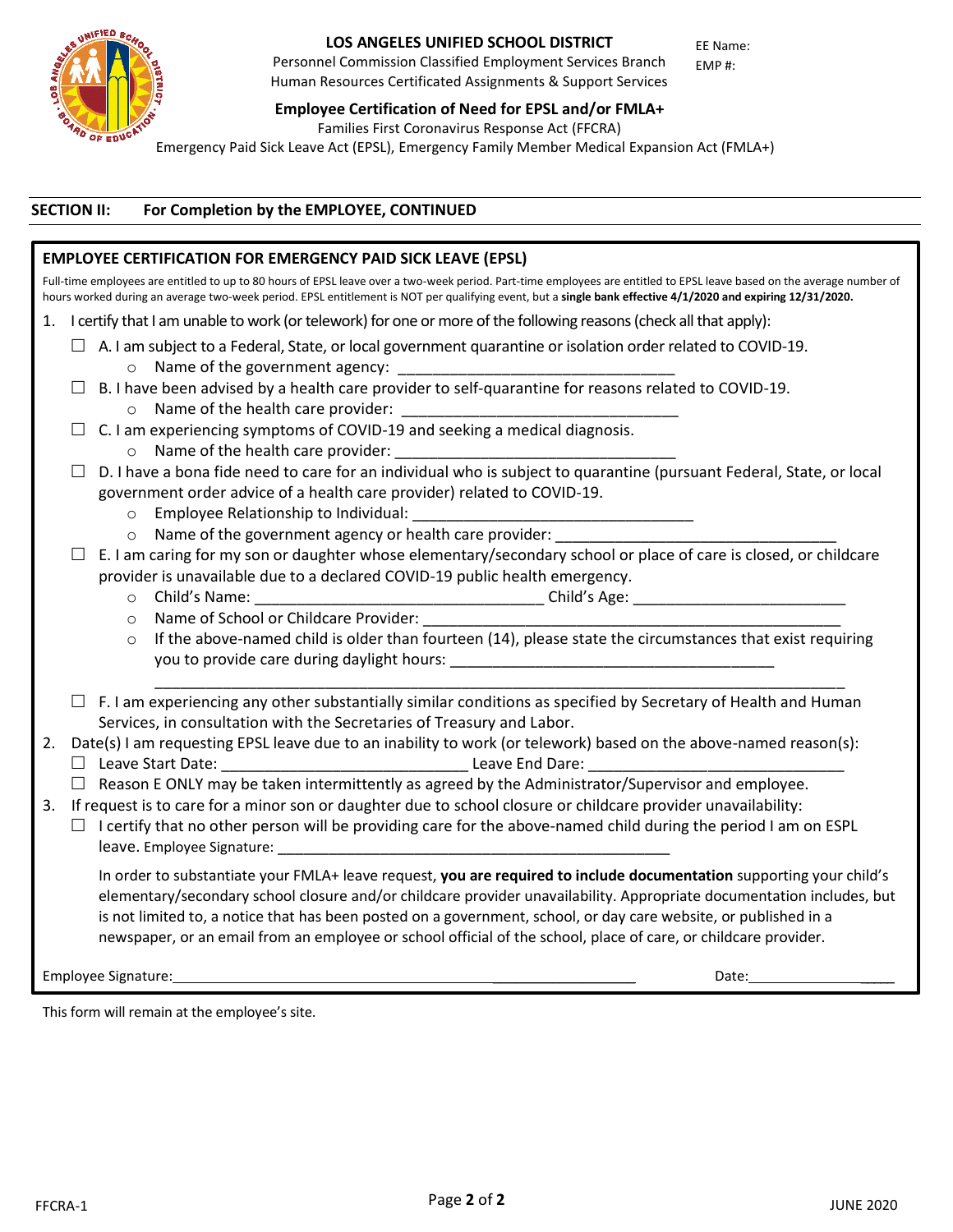**LOS ANGELES UNIFIED SCHOOL DISTRICT**
Personnel Commission Classified Employment Services Branch
Human Resources Certificated Assignments & Support Services

EE Name:
EMP #:

**Employee Certification of Need for EPSL and/or FMLA+**
Families First Coronavirus Response Act (FFCRA)
Emergency Paid Sick Leave Act (EPSL), Emergency Family Member Medical Expansion Act (FMLA+)

## SECTION II: For Completion by the EMPLOYEE, CONTINUED

### EMPLOYEE CERTIFICATION FOR EMERGENCY PAID SICK LEAVE (EPSL)

Full-time employees are entitled to up to 80 hours of EPSL leave over a two-week period. Part-time employees are entitled to EPSL leave based on the average number of hours worked during an average two-week period. EPSL entitlement is NOT per qualifying event, but a **single bank effective 4/1/2020 and expiring 12/31/2020.**

1. I certify that I am unable to work (or telework) for one or more of the following reasons (check all that apply):
   - ☐ A. I am subject to a Federal, State, or local government quarantine or isolation order related to COVID-19.
     - Name of the government agency: ________________________________
   - ☐ B. I have been advised by a health care provider to self-quarantine for reasons related to COVID-19.
     - Name of the health care provider: ________________________________
   - ☐ C. I am experiencing symptoms of COVID-19 and seeking a medical diagnosis.
     - Name of the health care provider: ________________________________
   - ☐ D. I have a bona fide need to care for an individual who is subject to quarantine (pursuant Federal, State, or local government order advice of a health care provider) related to COVID-19.
     - Employee Relationship to Individual: ________________________________
     - Name of the government agency or health care provider: ________________________________
   - ☐ E. I am caring for my son or daughter whose elementary/secondary school or place of care is closed, or childcare provider is unavailable due to a declared COVID-19 public health emergency.
     - Child's Name: ________________________________ Child's Age: ________________________
     - Name of School or Childcare Provider: ________________________________________________
     - If the above-named child is older than fourteen (14), please state the circumstances that exist requiring you to provide care during daylight hours: ______________________________________
       ________________________________________________________________________________
   - ☐ F. I am experiencing any other substantially similar conditions as specified by Secretary of Health and Human Services, in consultation with the Secretaries of Treasury and Labor.
2. Date(s) I am requesting EPSL leave due to an inability to work (or telework) based on the above-named reason(s):
   - ☐ Leave Start Date: ____________________________ Leave End Dare: ______________________________
   - ☐ Reason E ONLY may be taken intermittently as agreed by the Administrator/Supervisor and employee.
3. If request is to care for a minor son or daughter due to school closure or childcare provider unavailability:
   - ☐ I certify that no other person will be providing care for the above-named child during the period I am on ESPL leave. Employee Signature: ______________________________________________

   In order to substantiate your FMLA+ leave request, **you are required to include documentation** supporting your child's elementary/secondary school closure and/or childcare provider unavailability. Appropriate documentation includes, but is not limited to, a notice that has been posted on a government, school, or day care website, or published in a newspaper, or an email from an employee or school official of the school, place of care, or childcare provider.

Employee Signature: ______________________________________________ Date: ____________________

This form will remain at the employee's site.

FFCRA-1 JUNE 2020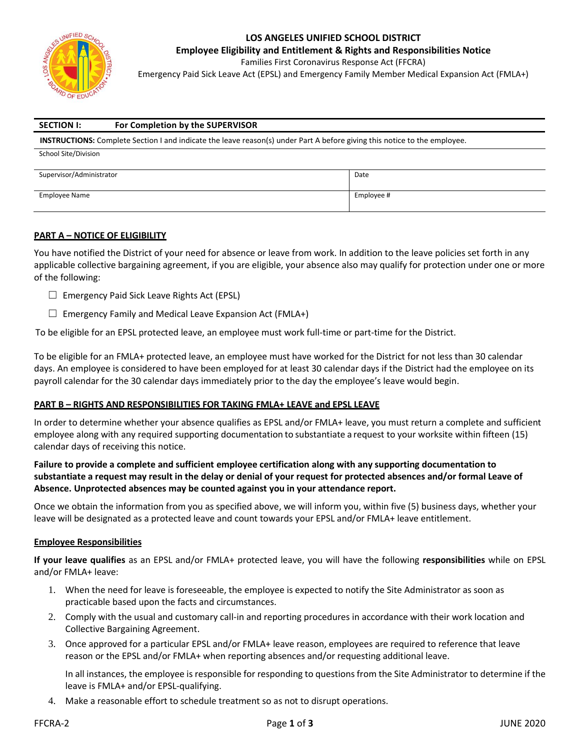# LOS ANGELES UNIFIED SCHOOL DISTRICT

**Employee Eligibility and Entitlement & Rights and Responsibilities Notice**

Families First Coronavirus Response Act (FFCRA)

Emergency Paid Sick Leave Act (EPSL) and Emergency Family Member Medical Expansion Act (FMLA+)

| **SECTION I:** | **For Completion by the SUPERVISOR** |
|---|---|

**INSTRUCTIONS:** Complete Section I and indicate the leave reason(s) under Part A before giving this notice to the employee.

| School Site/Division | |
|---|---|
| Supervisor/Administrator | Date |
| Employee Name | Employee # |

## PART A – NOTICE OF ELIGIBILITY

You have notified the District of your need for absence or leave from work. In addition to the leave policies set forth in any applicable collective bargaining agreement, if you are eligible, your absence also may qualify for protection under one or more of the following:

- ☐ Emergency Paid Sick Leave Rights Act (EPSL)
- ☐ Emergency Family and Medical Leave Expansion Act (FMLA+)

To be eligible for an EPSL protected leave, an employee must work full-time or part-time for the District.

To be eligible for an FMLA+ protected leave, an employee must have worked for the District for not less than 30 calendar days. An employee is considered to have been employed for at least 30 calendar days if the District had the employee on its payroll calendar for the 30 calendar days immediately prior to the day the employee's leave would begin.

## PART B – RIGHTS AND RESPONSIBILITIES FOR TAKING FMLA+ LEAVE and EPSL LEAVE

In order to determine whether your absence qualifies as EPSL and/or FMLA+ leave, you must return a complete and sufficient employee along with any required supporting documentation to substantiate a request to your worksite within fifteen (15) calendar days of receiving this notice.

**Failure to provide a complete and sufficient employee certification along with any supporting documentation to substantiate a request may result in the delay or denial of your request for protected absences and/or formal Leave of Absence. Unprotected absences may be counted against you in your attendance report.**

Once we obtain the information from you as specified above, we will inform you, within five (5) business days, whether your leave will be designated as a protected leave and count towards your EPSL and/or FMLA+ leave entitlement.

### Employee Responsibilities

**If your leave qualifies** as an EPSL and/or FMLA+ protected leave, you will have the following **responsibilities** while on EPSL and/or FMLA+ leave:

1. When the need for leave is foreseeable, the employee is expected to notify the Site Administrator as soon as practicable based upon the facts and circumstances.
2. Comply with the usual and customary call-in and reporting procedures in accordance with their work location and Collective Bargaining Agreement.
3. Once approved for a particular EPSL and/or FMLA+ leave reason, employees are required to reference that leave reason or the EPSL and/or FMLA+ when reporting absences and/or requesting additional leave.

   In all instances, the employee is responsible for responding to questions from the Site Administrator to determine if the leave is FMLA+ and/or EPSL-qualifying.
4. Make a reasonable effort to schedule treatment so as not to disrupt operations.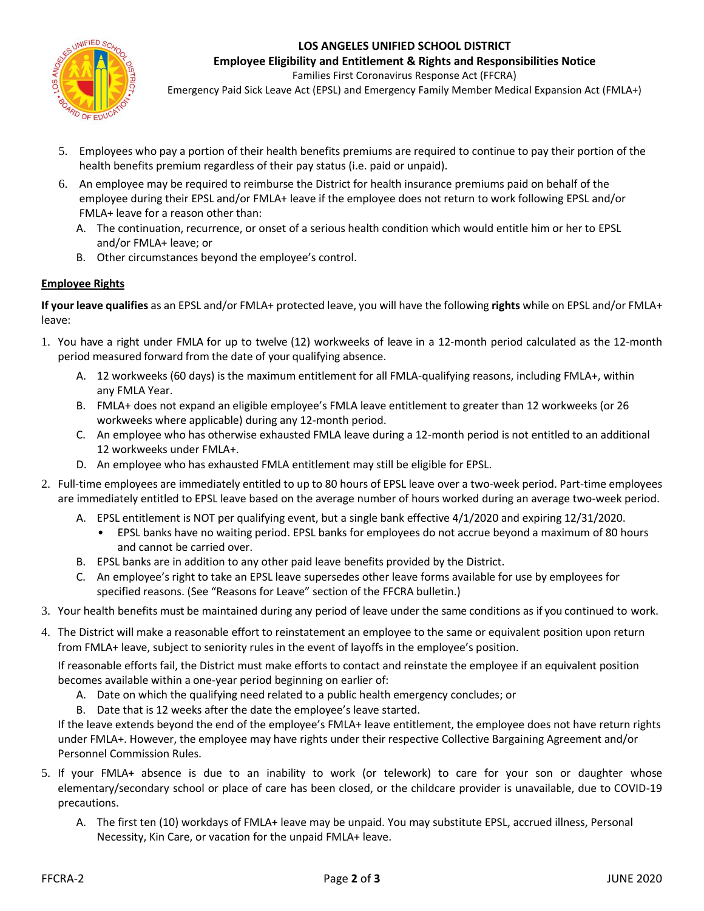5. Employees who pay a portion of their health benefits premiums are required to continue to pay their portion of the health benefits premium regardless of their pay status (i.e. paid or unpaid).
6. An employee may be required to reimburse the District for health insurance premiums paid on behalf of the employee during their EPSL and/or FMLA+ leave if the employee does not return to work following EPSL and/or FMLA+ leave for a reason other than:
   A. The continuation, recurrence, or onset of a serious health condition which would entitle him or her to EPSL and/or FMLA+ leave; or
   B. Other circumstances beyond the employee's control.

## Employee Rights

**If your leave qualifies** as an EPSL and/or FMLA+ protected leave, you will have the following **rights** while on EPSL and/or FMLA+ leave:

1. You have a right under FMLA for up to twelve (12) workweeks of leave in a 12-month period calculated as the 12-month period measured forward from the date of your qualifying absence.
   A. 12 workweeks (60 days) is the maximum entitlement for all FMLA-qualifying reasons, including FMLA+, within any FMLA Year.
   B. FMLA+ does not expand an eligible employee's FMLA leave entitlement to greater than 12 workweeks (or 26 workweeks where applicable) during any 12-month period.
   C. An employee who has otherwise exhausted FMLA leave during a 12-month period is not entitled to an additional 12 workweeks under FMLA+.
   D. An employee who has exhausted FMLA entitlement may still be eligible for EPSL.
2. Full-time employees are immediately entitled to up to 80 hours of EPSL leave over a two-week period. Part-time employees are immediately entitled to EPSL leave based on the average number of hours worked during an average two-week period.
   A. EPSL entitlement is NOT per qualifying event, but a single bank effective 4/1/2020 and expiring 12/31/2020.
      - EPSL banks have no waiting period. EPSL banks for employees do not accrue beyond a maximum of 80 hours and cannot be carried over.
   B. EPSL banks are in addition to any other paid leave benefits provided by the District.
   C. An employee's right to take an EPSL leave supersedes other leave forms available for use by employees for specified reasons. (See "Reasons for Leave" section of the FFCRA bulletin.)
3. Your health benefits must be maintained during any period of leave under the same conditions as if you continued to work.
4. The District will make a reasonable effort to reinstatement an employee to the same or equivalent position upon return from FMLA+ leave, subject to seniority rules in the event of layoffs in the employee's position.

   If reasonable efforts fail, the District must make efforts to contact and reinstate the employee if an equivalent position becomes available within a one-year period beginning on earlier of:
   A. Date on which the qualifying need related to a public health emergency concludes; or
   B. Date that is 12 weeks after the date the employee's leave started.

   If the leave extends beyond the end of the employee's FMLA+ leave entitlement, the employee does not have return rights under FMLA+. However, the employee may have rights under their respective Collective Bargaining Agreement and/or Personnel Commission Rules.
5. If your FMLA+ absence is due to an inability to work (or telework) to care for your son or daughter whose elementary/secondary school or place of care has been closed, or the childcare provider is unavailable, due to COVID-19 precautions.
   A. The first ten (10) workdays of FMLA+ leave may be unpaid. You may substitute EPSL, accrued illness, Personal Necessity, Kin Care, or vacation for the unpaid FMLA+ leave.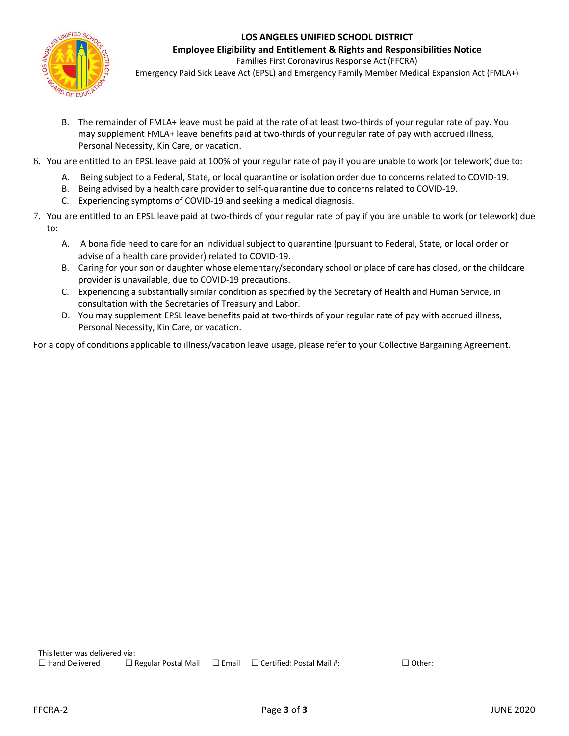# LOS ANGELES UNIFIED SCHOOL DISTRICT

## Employee Eligibility and Entitlement & Rights and Responsibilities Notice

Families First Coronavirus Response Act (FFCRA)

Emergency Paid Sick Leave Act (EPSL) and Emergency Family Member Medical Expansion Act (FMLA+)

B. The remainder of FMLA+ leave must be paid at the rate of at least two-thirds of your regular rate of pay. You may supplement FMLA+ leave benefits paid at two-thirds of your regular rate of pay with accrued illness, Personal Necessity, Kin Care, or vacation.

6. You are entitled to an EPSL leave paid at 100% of your regular rate of pay if you are unable to work (or telework) due to:
   A. Being subject to a Federal, State, or local quarantine or isolation order due to concerns related to COVID-19.
   B. Being advised by a health care provider to self-quarantine due to concerns related to COVID-19.
   C. Experiencing symptoms of COVID-19 and seeking a medical diagnosis.
7. You are entitled to an EPSL leave paid at two-thirds of your regular rate of pay if you are unable to work (or telework) due to:
   A. A bona fide need to care for an individual subject to quarantine (pursuant to Federal, State, or local order or advise of a health care provider) related to COVID-19.
   B. Caring for your son or daughter whose elementary/secondary school or place of care has closed, or the childcare provider is unavailable, due to COVID-19 precautions.
   C. Experiencing a substantially similar condition as specified by the Secretary of Health and Human Service, in consultation with the Secretaries of Treasury and Labor.
   D. You may supplement EPSL leave benefits paid at two-thirds of your regular rate of pay with accrued illness, Personal Necessity, Kin Care, or vacation.

For a copy of conditions applicable to illness/vacation leave usage, please refer to your Collective Bargaining Agreement.

This letter was delivered via:

☐ Hand Delivered ☐ Regular Postal Mail ☐ Email ☐ Certified: Postal Mail #: ☐ Other: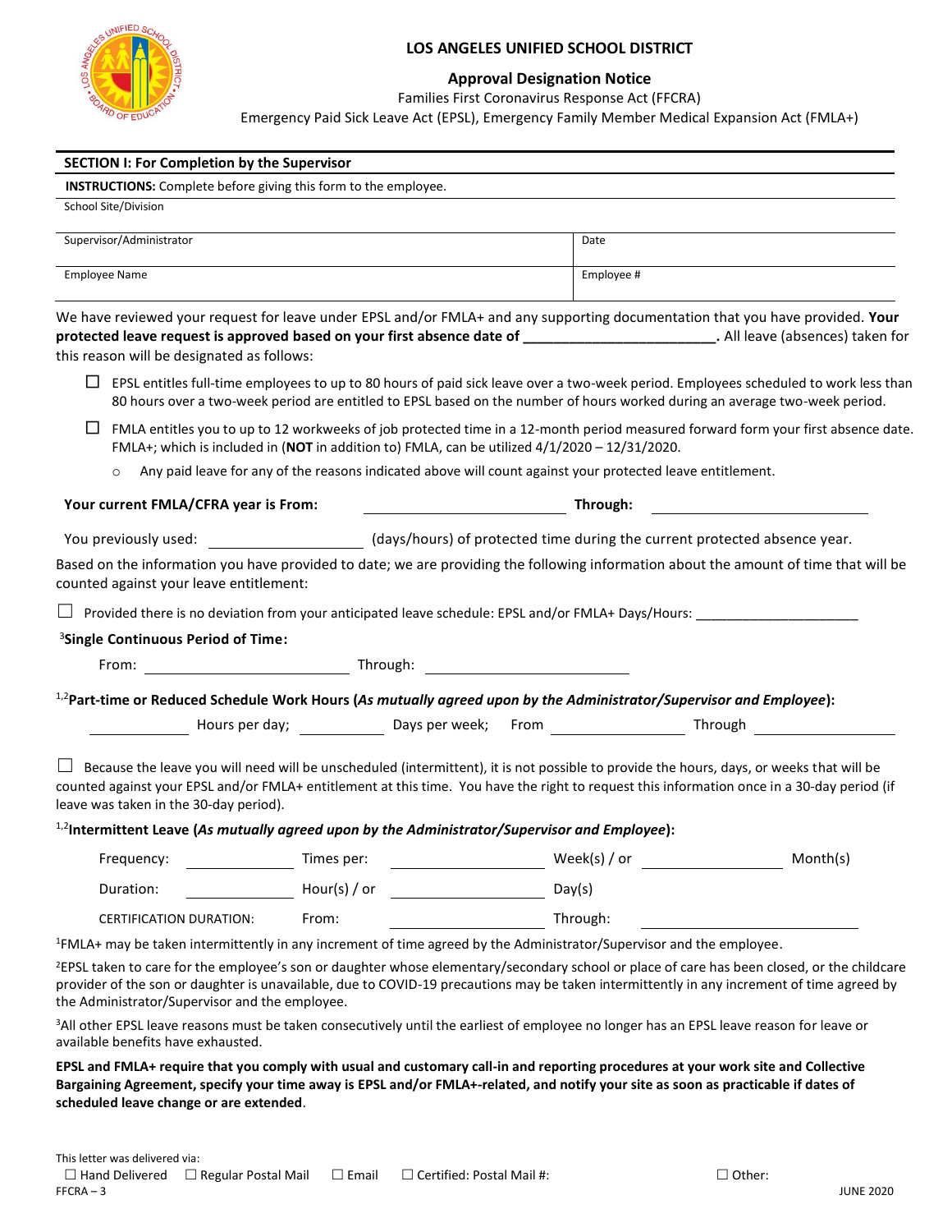# LOS ANGELES UNIFIED SCHOOL DISTRICT

## Approval Designation Notice

Families First Coronavirus Response Act (FFCRA)

Emergency Paid Sick Leave Act (EPSL), Emergency Family Member Medical Expansion Act (FMLA+)

**SECTION I: For Completion by the Supervisor**

**INSTRUCTIONS:** Complete before giving this form to the employee.

School Site/Division

| Supervisor/Administrator | Date |
|---|---|
| Employee Name | Employee # |

We have reviewed your request for leave under EPSL and/or FMLA+ and any supporting documentation that you have provided. **Your protected leave request is approved based on your first absence date of \_\_\_\_\_\_\_\_\_\_\_\_\_\_\_\_\_\_\_\_\_\_\_\_\_.** All leave (absences) taken for this reason will be designated as follows:

- ☐ EPSL entitles full-time employees to up to 80 hours of paid sick leave over a two-week period. Employees scheduled to work less than 80 hours over a two-week period are entitled to EPSL based on the number of hours worked during an average two-week period.
- ☐ FMLA entitles you to up to 12 workweeks of job protected time in a 12-month period measured forward form your first absence date. FMLA+; which is included in (**NOT** in addition to) FMLA, can be utilized 4/1/2020 – 12/31/2020.
  - Any paid leave for any of the reasons indicated above will count against your protected leave entitlement.

**Your current FMLA/CFRA year is From:** \_\_\_\_\_\_\_\_\_\_\_\_\_\_\_\_\_\_\_\_ **Through:** \_\_\_\_\_\_\_\_\_\_\_\_\_\_\_\_\_\_\_\_

You previously used: \_\_\_\_\_\_\_\_\_\_\_\_\_\_\_ (days/hours) of protected time during the current protected absence year.

Based on the information you have provided to date; we are providing the following information about the amount of time that will be counted against your leave entitlement:

☐ Provided there is no deviation from your anticipated leave schedule: EPSL and/or FMLA+ Days/Hours: \_\_\_\_\_\_\_\_\_\_\_\_\_\_\_\_\_\_\_\_\_\_

[3]**Single Continuous Period of Time:**

From: \_\_\_\_\_\_\_\_\_\_\_\_\_\_\_\_\_\_\_\_ Through: \_\_\_\_\_\_\_\_\_\_\_\_\_\_\_\_\_\_\_\_

[1,2]**Part-time or Reduced Schedule Work Hours (*As mutually agreed upon by the Administrator/Supervisor and Employee*):**

\_\_\_\_\_\_\_\_\_\_ Hours per day; \_\_\_\_\_\_\_\_\_\_ Days per week; From \_\_\_\_\_\_\_\_\_\_\_\_\_\_ Through \_\_\_\_\_\_\_\_\_\_\_\_\_\_

☐ Because the leave you will need will be unscheduled (intermittent), it is not possible to provide the hours, days, or weeks that will be counted against your EPSL and/or FMLA+ entitlement at this time. You have the right to request this information once in a 30-day period (if leave was taken in the 30-day period).

[1,2]**Intermittent Leave (*As mutually agreed upon by the Administrator/Supervisor and Employee*):**

Frequency: \_\_\_\_\_\_\_\_\_\_ Times per: \_\_\_\_\_\_\_\_\_\_\_\_\_\_ Week(s) / or \_\_\_\_\_\_\_\_\_\_\_\_\_\_ Month(s)

Duration: \_\_\_\_\_\_\_\_\_\_ Hour(s) / or \_\_\_\_\_\_\_\_\_\_\_\_\_\_ Day(s)

CERTIFICATION DURATION: From: \_\_\_\_\_\_\_\_\_\_\_\_\_\_ Through: \_\_\_\_\_\_\_\_\_\_\_\_\_\_

[1]FMLA+ may be taken intermittently in any increment of time agreed by the Administrator/Supervisor and the employee.

[2]EPSL taken to care for the employee's son or daughter whose elementary/secondary school or place of care has been closed, or the childcare provider of the son or daughter is unavailable, due to COVID-19 precautions may be taken intermittently in any increment of time agreed by the Administrator/Supervisor and the employee.

[3]All other EPSL leave reasons must be taken consecutively until the earliest of employee no longer has an EPSL leave reason for leave or available benefits have exhausted.

**EPSL and FMLA+ require that you comply with usual and customary call-in and reporting procedures at your work site and Collective Bargaining Agreement, specify your time away is EPSL and/or FMLA+-related, and notify your site as soon as practicable if dates of scheduled leave change or are extended.**

This letter was delivered via:

☐ Hand Delivered ☐ Regular Postal Mail ☐ Email ☐ Certified: Postal Mail #: ☐ Other:

FFCRA – 3 JUNE 2020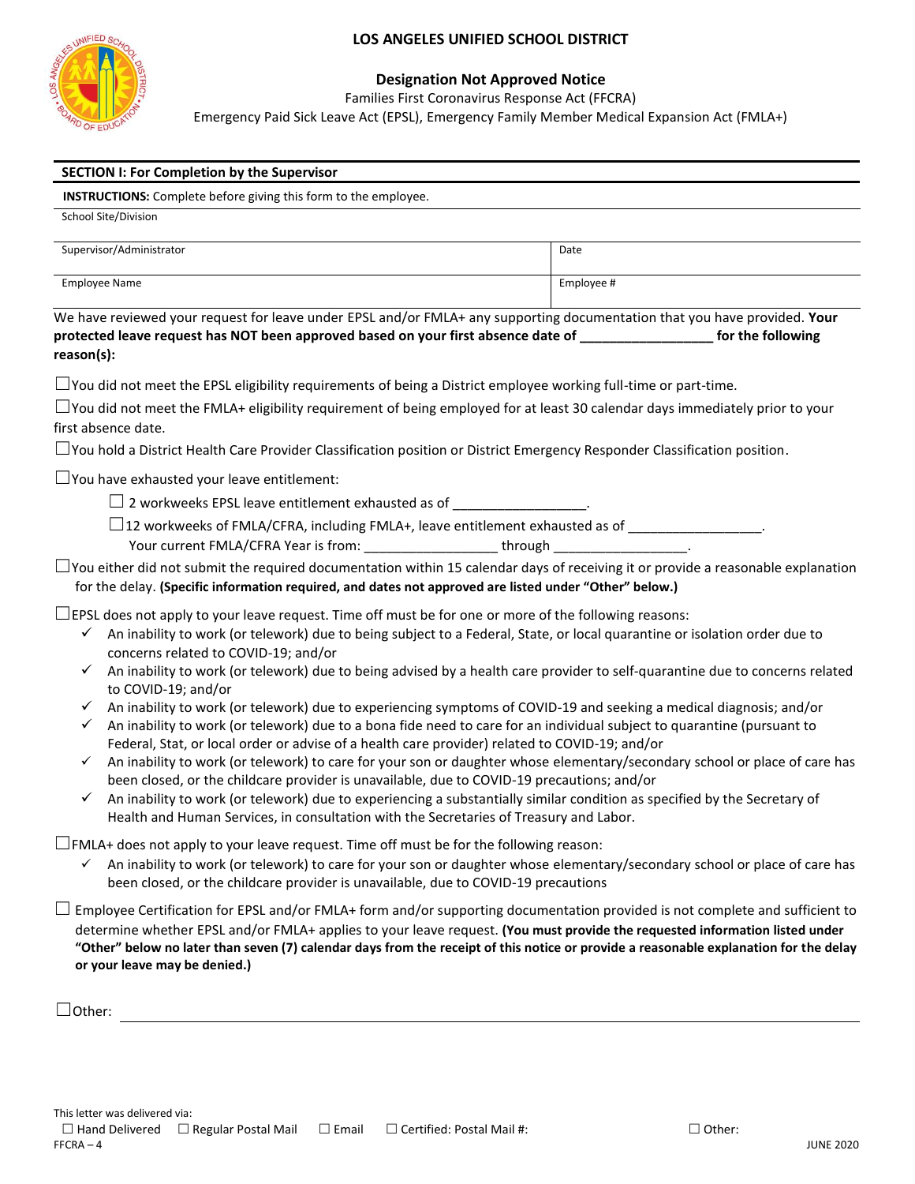# LOS ANGELES UNIFIED SCHOOL DISTRICT

## Designation Not Approved Notice

Families First Coronavirus Response Act (FFCRA)
Emergency Paid Sick Leave Act (EPSL), Emergency Family Member Medical Expansion Act (FMLA+)

### SECTION I: For Completion by the Supervisor

**INSTRUCTIONS:** Complete before giving this form to the employee.

| School Site/Division | |
|---|---|
| Supervisor/Administrator | Date |
| Employee Name | Employee # |

We have reviewed your request for leave under EPSL and/or FMLA+ any supporting documentation that you have provided. **Your protected leave request has NOT been approved based on your first absence date of _________________ for the following reason(s):**

☐ You did not meet the EPSL eligibility requirements of being a District employee working full-time or part-time.

☐ You did not meet the FMLA+ eligibility requirement of being employed for at least 30 calendar days immediately prior to your first absence date.

☐ You hold a District Health Care Provider Classification position or District Emergency Responder Classification position.

☐ You have exhausted your leave entitlement:

- ☐ 2 workweeks EPSL leave entitlement exhausted as of _________________.
- ☐ 12 workweeks of FMLA/CFRA, including FMLA+, leave entitlement exhausted as of _________________.
  Your current FMLA/CFRA Year is from: _________________ through _________________.

☐ You either did not submit the required documentation within 15 calendar days of receiving it or provide a reasonable explanation for the delay. **(Specific information required, and dates not approved are listed under "Other" below.)**

☐ EPSL does not apply to your leave request. Time off must be for one or more of the following reasons:

- ✓ An inability to work (or telework) due to being subject to a Federal, State, or local quarantine or isolation order due to concerns related to COVID-19; and/or
- ✓ An inability to work (or telework) due to being advised by a health care provider to self-quarantine due to concerns related to COVID-19; and/or
- ✓ An inability to work (or telework) due to experiencing symptoms of COVID-19 and seeking a medical diagnosis; and/or
- ✓ An inability to work (or telework) due to a bona fide need to care for an individual subject to quarantine (pursuant to Federal, Stat, or local order or advise of a health care provider) related to COVID-19; and/or
- ✓ An inability to work (or telework) to care for your son or daughter whose elementary/secondary school or place of care has been closed, or the childcare provider is unavailable, due to COVID-19 precautions; and/or
- ✓ An inability to work (or telework) due to experiencing a substantially similar condition as specified by the Secretary of Health and Human Services, in consultation with the Secretaries of Treasury and Labor.

☐ FMLA+ does not apply to your leave request. Time off must be for the following reason:

- ✓ An inability to work (or telework) to care for your son or daughter whose elementary/secondary school or place of care has been closed, or the childcare provider is unavailable, due to COVID-19 precautions

☐ Employee Certification for EPSL and/or FMLA+ form and/or supporting documentation provided is not complete and sufficient to determine whether EPSL and/or FMLA+ applies to your leave request. **(You must provide the requested information listed under "Other" below no later than seven (7) calendar days from the receipt of this notice or provide a reasonable explanation for the delay or your leave may be denied.)**

☐ Other: ________________________________________________

This letter was delivered via:
☐ Hand Delivered ☐ Regular Postal Mail ☐ Email ☐ Certified: Postal Mail #: ☐ Other:

FFCRA – 4 JUNE 2020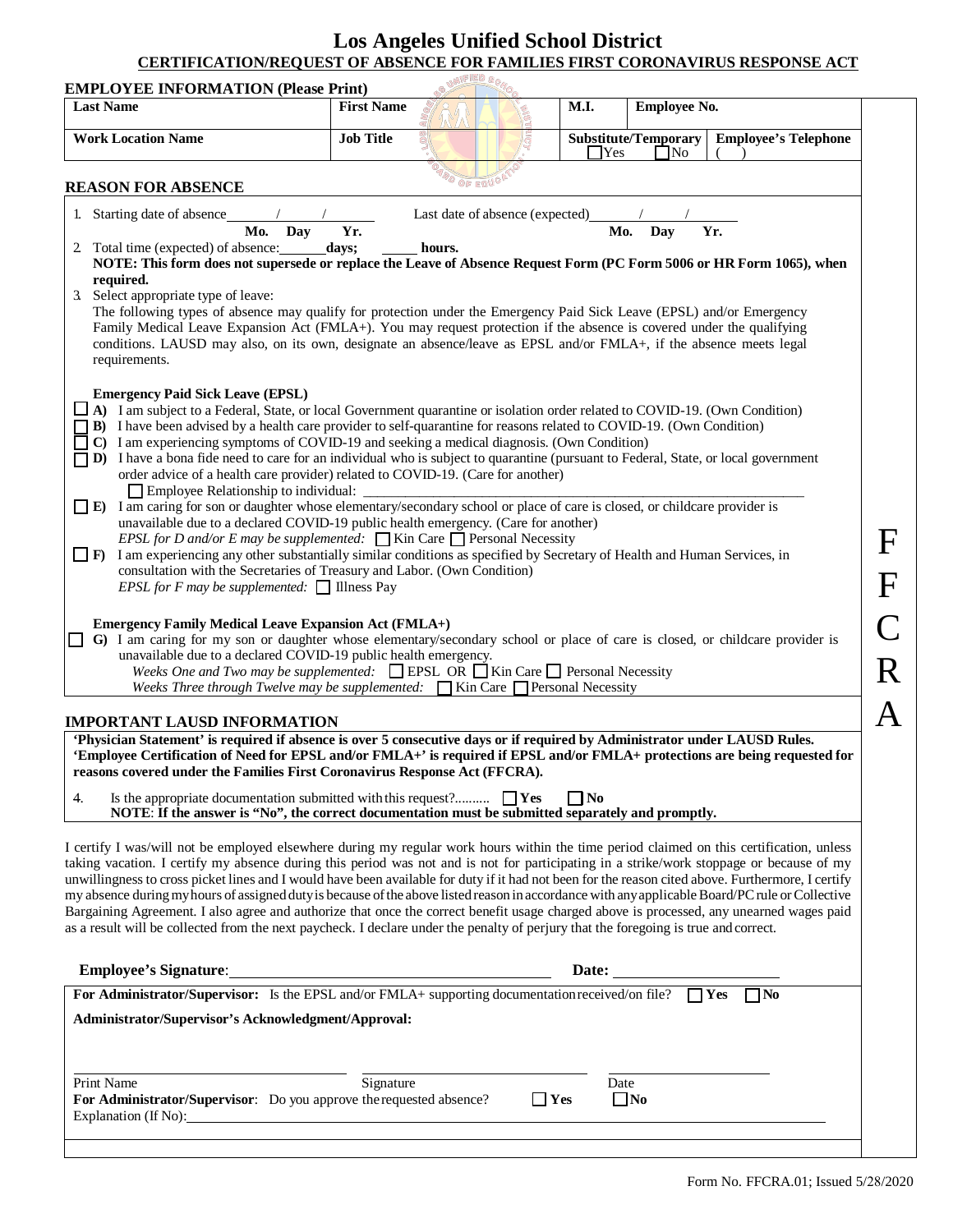# Los Angeles Unified School District

## CERTIFICATION/REQUEST OF ABSENCE FOR FAMILIES FIRST CORONAVIRUS RESPONSE ACT

**EMPLOYEE INFORMATION (Please Print)**

| Last Name | First Name | M.I. | Employee No. |
|---|---|---|---|
| | | | |
| **Work Location Name** | **Job Title** | **Substitute/Temporary** ☐ Yes ☐ No | **Employee's Telephone** ( ) |

**REASON FOR ABSENCE**

1. Starting date of absence ____/____/____ (Mo. Day Yr.) Last date of absence (expected) ____/____/____ (Mo. Day Yr.)
2. Total time (expected) of absence: ______ **days;** ______ **hours.**
   **NOTE: This form does not supersede or replace the Leave of Absence Request Form (PC Form 5006 or HR Form 1065), when required.**
3. Select appropriate type of leave:
   The following types of absence may qualify for protection under the Emergency Paid Sick Leave (EPSL) and/or Emergency Family Medical Leave Expansion Act (FMLA+). You may request protection if the absence is covered under the qualifying conditions. LAUSD may also, on its own, designate an absence/leave as EPSL and/or FMLA+, if the absence meets legal requirements.

**Emergency Paid Sick Leave (EPSL)**

- ☐ **A)** I am subject to a Federal, State, or local Government quarantine or isolation order related to COVID-19. (Own Condition)
- ☐ **B)** I have been advised by a health care provider to self-quarantine for reasons related to COVID-19. (Own Condition)
- ☐ **C)** I am experiencing symptoms of COVID-19 and seeking a medical diagnosis. (Own Condition)
- ☐ **D)** I have a bona fide need to care for an individual who is subject to quarantine (pursuant to Federal, State, or local government order advice of a health care provider) related to COVID-19. (Care for another)
  ☐ Employee Relationship to individual: ______________________
- ☐ **E)** I am caring for son or daughter whose elementary/secondary school or place of care is closed, or childcare provider is unavailable due to a declared COVID-19 public health emergency. (Care for another)
  *EPSL for D and/or E may be supplemented:* ☐ Kin Care ☐ Personal Necessity
- ☐ **F)** I am experiencing any other substantially similar conditions as specified by Secretary of Health and Human Services, in consultation with the Secretaries of Treasury and Labor. (Own Condition)
  *EPSL for F may be supplemented:* ☐ Illness Pay

**Emergency Family Medical Leave Expansion Act (FMLA+)**

- ☐ **G)** I am caring for my son or daughter whose elementary/secondary school or place of care is closed, or childcare provider is unavailable due to a declared COVID-19 public health emergency.
  *Weeks One and Two may be supplemented:* ☐ EPSL OR ☐ Kin Care ☐ Personal Necessity
  *Weeks Three through Twelve may be supplemented:* ☐ Kin Care ☐ Personal Necessity

FFCRA

**IMPORTANT LAUSD INFORMATION**

**'Physician Statement' is required if absence is over 5 consecutive days or if required by Administrator under LAUSD Rules. 'Employee Certification of Need for EPSL and/or FMLA+' is required if EPSL and/or FMLA+ protections are being requested for reasons covered under the Families First Coronavirus Response Act (FFCRA).**

4. Is the appropriate documentation submitted with this request?.......... ☐ **Yes** ☐ **No**
   **NOTE**: **If the answer is "No", the correct documentation must be submitted separately and promptly.**

I certify I was/will not be employed elsewhere during my regular work hours within the time period claimed on this certification, unless taking vacation. I certify my absence during this period was not and is not for participating in a strike/work stoppage or because of my unwillingness to cross picket lines and I would have been available for duty if it had not been for the reason cited above. Furthermore, I certify my absence during my hours of assigned duty is because of the above listed reason in accordance with any applicable Board/PC rule or Collective Bargaining Agreement. I also agree and authorize that once the correct benefit usage charged above is processed, any unearned wages paid as a result will be collected from the next paycheck. I declare under the penalty of perjury that the foregoing is true and correct.

**Employee's Signature**: ______________________ **Date:** ______________

**For Administrator/Supervisor:** Is the EPSL and/or FMLA+ supporting documentation received/on file? ☐ **Yes** ☐ **No**

**Administrator/Supervisor's Acknowledgment/Approval:**

______________________ ______________________ ______________________
Print Name Signature Date

**For Administrator/Supervisor**: Do you approve the requested absence? ☐ **Yes** ☐ **No**

Explanation (If No): ______________________

Form No. FFCRA.01; Issued 5/28/2020